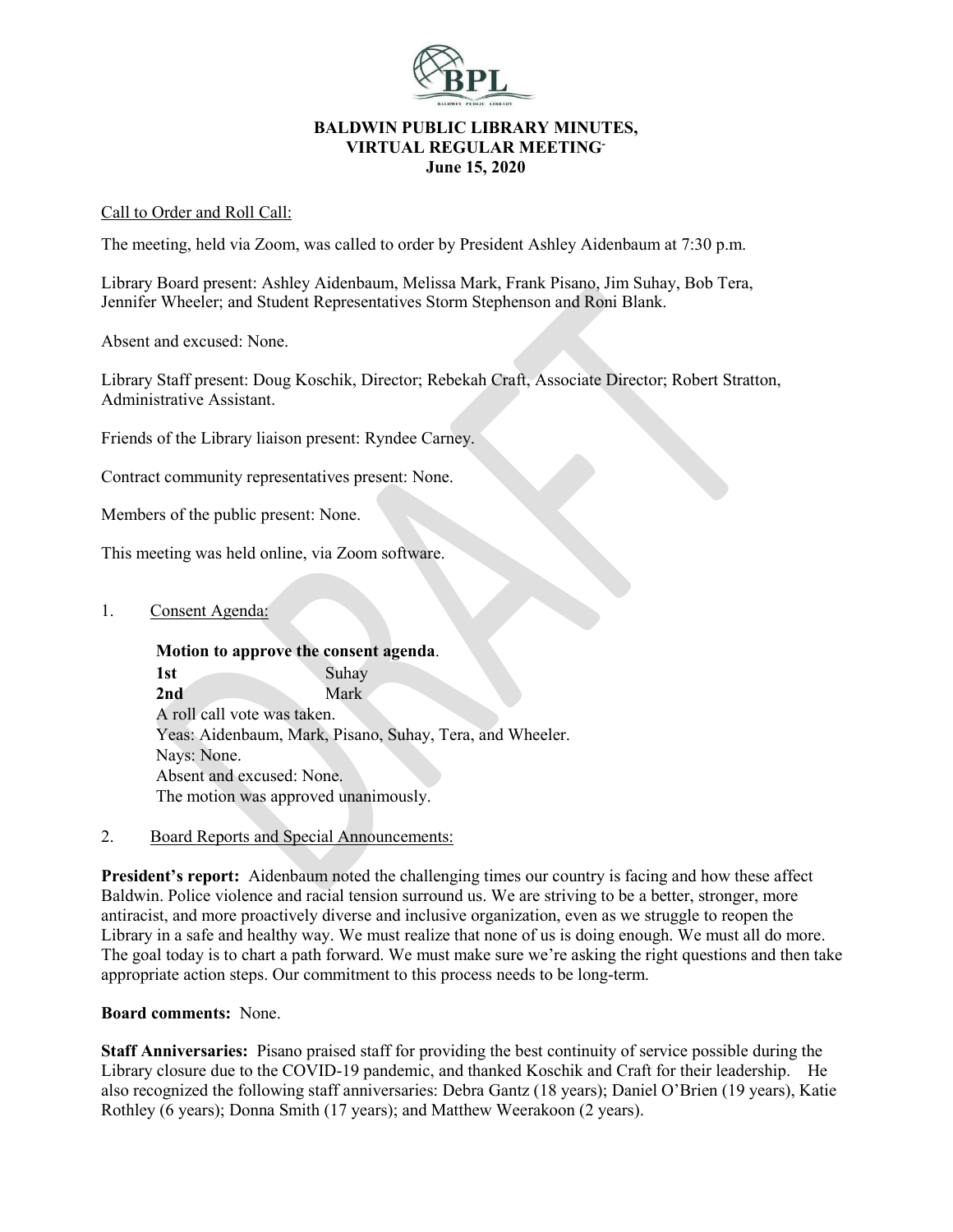# BALDWIN PUBLIC LIBRARY MINUTES, VIRTUAL REGULAR MEETING

**June 15, 2020**

Call to Order and Roll Call:

The meeting, held via Zoom, was called to order by President Ashley Aidenbaum at 7:30 p.m.

Library Board present: Ashley Aidenbaum, Melissa Mark, Frank Pisano, Jim Suhay, Bob Tera, Jennifer Wheeler; and Student Representatives Storm Stephenson and Roni Blank.

Absent and excused: None.

Library Staff present: Doug Koschik, Director; Rebekah Craft, Associate Director; Robert Stratton, Administrative Assistant.

Friends of the Library liaison present: Ryndee Carney.

Contract community representatives present: None.

Members of the public present: None.

This meeting was held online, via Zoom software.

1. Consent Agenda:

**Motion to approve the consent agenda**.
**1st** Suhay
**2nd** Mark
A roll call vote was taken.
Yeas: Aidenbaum, Mark, Pisano, Suhay, Tera, and Wheeler.
Nays: None.
Absent and excused: None.
The motion was approved unanimously.

2. Board Reports and Special Announcements:

**President's report:** Aidenbaum noted the challenging times our country is facing and how these affect Baldwin. Police violence and racial tension surround us. We are striving to be a better, stronger, more antiracist, and more proactively diverse and inclusive organization, even as we struggle to reopen the Library in a safe and healthy way. We must realize that none of us is doing enough. We must all do more. The goal today is to chart a path forward. We must make sure we're asking the right questions and then take appropriate action steps. Our commitment to this process needs to be long-term.

**Board comments:** None.

**Staff Anniversaries:** Pisano praised staff for providing the best continuity of service possible during the Library closure due to the COVID-19 pandemic, and thanked Koschik and Craft for their leadership. He also recognized the following staff anniversaries: Debra Gantz (18 years); Daniel O'Brien (19 years), Katie Rothley (6 years); Donna Smith (17 years); and Matthew Weerakoon (2 years).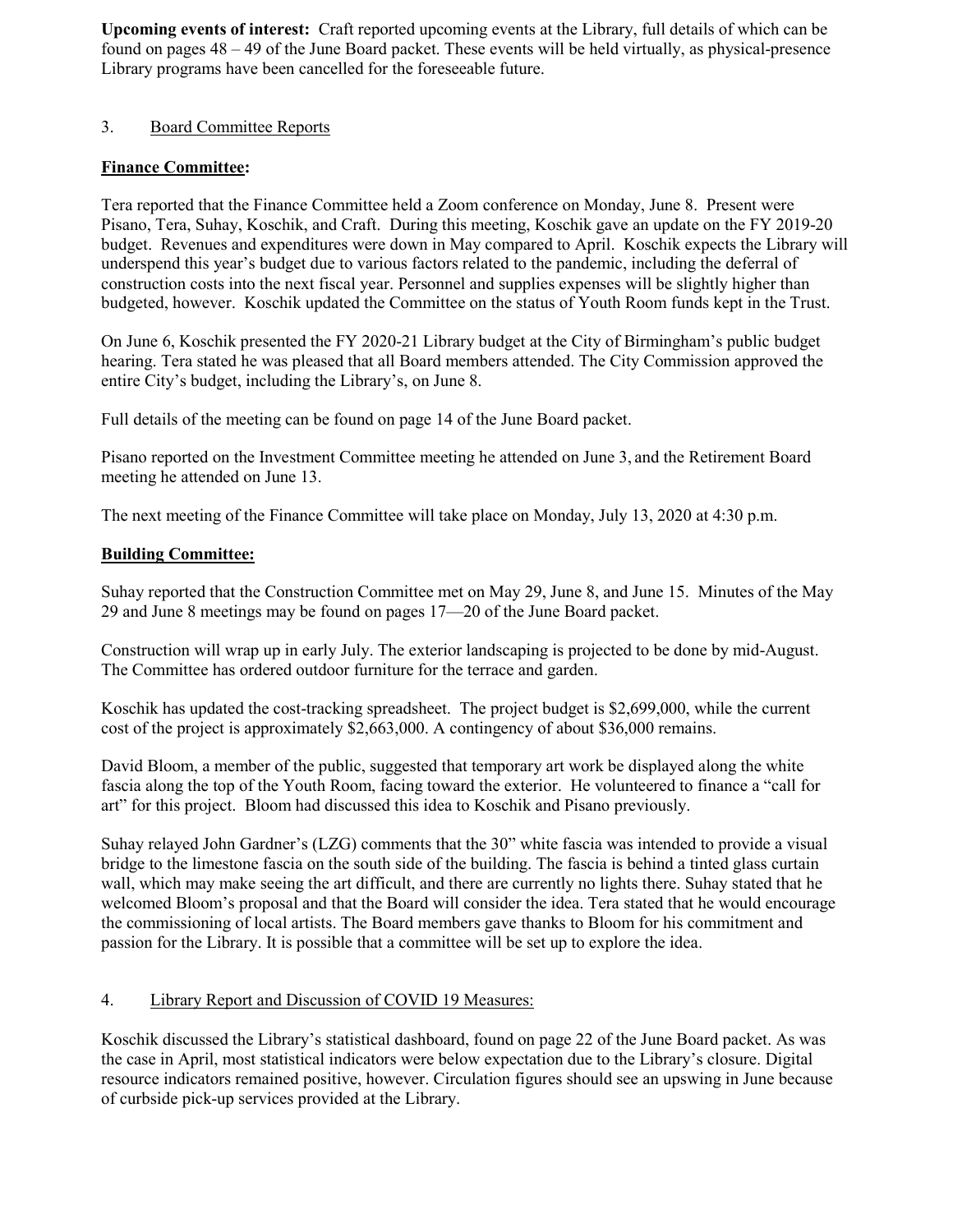**Upcoming events of interest:** Craft reported upcoming events at the Library, full details of which can be found on pages 48 – 49 of the June Board packet. These events will be held virtually, as physical-presence Library programs have been cancelled for the foreseeable future.

3. Board Committee Reports

**Finance Committee:**

Tera reported that the Finance Committee held a Zoom conference on Monday, June 8. Present were Pisano, Tera, Suhay, Koschik, and Craft. During this meeting, Koschik gave an update on the FY 2019-20 budget. Revenues and expenditures were down in May compared to April. Koschik expects the Library will underspend this year's budget due to various factors related to the pandemic, including the deferral of construction costs into the next fiscal year. Personnel and supplies expenses will be slightly higher than budgeted, however. Koschik updated the Committee on the status of Youth Room funds kept in the Trust.

On June 6, Koschik presented the FY 2020-21 Library budget at the City of Birmingham's public budget hearing. Tera stated he was pleased that all Board members attended. The City Commission approved the entire City's budget, including the Library's, on June 8.

Full details of the meeting can be found on page 14 of the June Board packet.

Pisano reported on the Investment Committee meeting he attended on June 3, and the Retirement Board meeting he attended on June 13.

The next meeting of the Finance Committee will take place on Monday, July 13, 2020 at 4:30 p.m.

**Building Committee:**

Suhay reported that the Construction Committee met on May 29, June 8, and June 15. Minutes of the May 29 and June 8 meetings may be found on pages 17—20 of the June Board packet.

Construction will wrap up in early July. The exterior landscaping is projected to be done by mid-August. The Committee has ordered outdoor furniture for the terrace and garden.

Koschik has updated the cost-tracking spreadsheet. The project budget is $2,699,000, while the current cost of the project is approximately $2,663,000. A contingency of about $36,000 remains.

David Bloom, a member of the public, suggested that temporary art work be displayed along the white fascia along the top of the Youth Room, facing toward the exterior. He volunteered to finance a "call for art" for this project. Bloom had discussed this idea to Koschik and Pisano previously.

Suhay relayed John Gardner's (LZG) comments that the 30" white fascia was intended to provide a visual bridge to the limestone fascia on the south side of the building. The fascia is behind a tinted glass curtain wall, which may make seeing the art difficult, and there are currently no lights there. Suhay stated that he welcomed Bloom's proposal and that the Board will consider the idea. Tera stated that he would encourage the commissioning of local artists. The Board members gave thanks to Bloom for his commitment and passion for the Library. It is possible that a committee will be set up to explore the idea.

4. Library Report and Discussion of COVID 19 Measures:

Koschik discussed the Library's statistical dashboard, found on page 22 of the June Board packet. As was the case in April, most statistical indicators were below expectation due to the Library's closure. Digital resource indicators remained positive, however. Circulation figures should see an upswing in June because of curbside pick-up services provided at the Library.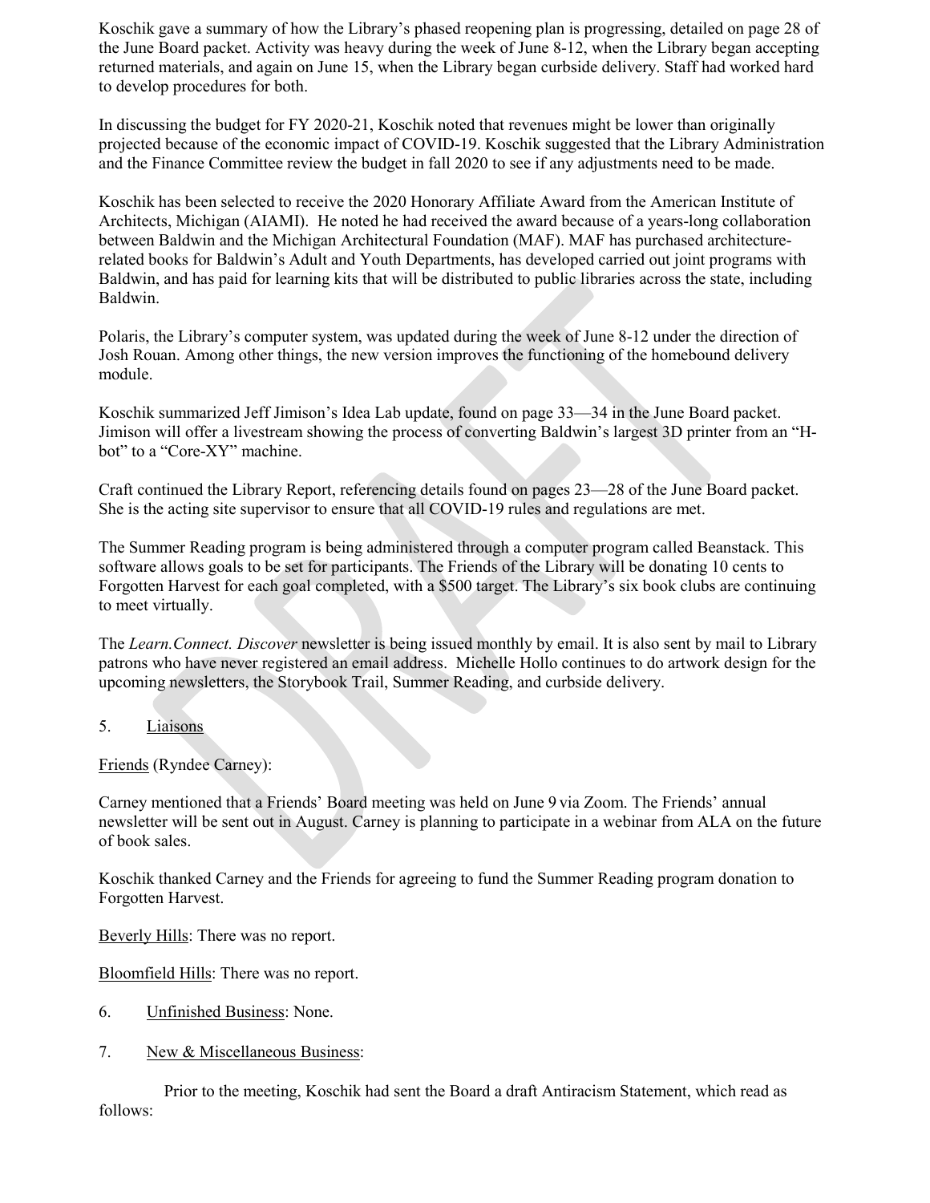Koschik gave a summary of how the Library's phased reopening plan is progressing, detailed on page 28 of the June Board packet. Activity was heavy during the week of June 8-12, when the Library began accepting returned materials, and again on June 15, when the Library began curbside delivery. Staff had worked hard to develop procedures for both.

In discussing the budget for FY 2020-21, Koschik noted that revenues might be lower than originally projected because of the economic impact of COVID-19. Koschik suggested that the Library Administration and the Finance Committee review the budget in fall 2020 to see if any adjustments need to be made.

Koschik has been selected to receive the 2020 Honorary Affiliate Award from the American Institute of Architects, Michigan (AIAMI). He noted he had received the award because of a years-long collaboration between Baldwin and the Michigan Architectural Foundation (MAF). MAF has purchased architecture-related books for Baldwin's Adult and Youth Departments, has developed carried out joint programs with Baldwin, and has paid for learning kits that will be distributed to public libraries across the state, including Baldwin.

Polaris, the Library's computer system, was updated during the week of June 8-12 under the direction of Josh Rouan. Among other things, the new version improves the functioning of the homebound delivery module.

Koschik summarized Jeff Jimison's Idea Lab update, found on page 33—34 in the June Board packet. Jimison will offer a livestream showing the process of converting Baldwin's largest 3D printer from an "H-bot" to a "Core-XY" machine.

Craft continued the Library Report, referencing details found on pages 23—28 of the June Board packet. She is the acting site supervisor to ensure that all COVID-19 rules and regulations are met.

The Summer Reading program is being administered through a computer program called Beanstack. This software allows goals to be set for participants. The Friends of the Library will be donating 10 cents to Forgotten Harvest for each goal completed, with a $500 target. The Library's six book clubs are continuing to meet virtually.

The *Learn.Connect. Discover* newsletter is being issued monthly by email. It is also sent by mail to Library patrons who have never registered an email address. Michelle Hollo continues to do artwork design for the upcoming newsletters, the Storybook Trail, Summer Reading, and curbside delivery.

5. <u>Liaisons</u>

<u>Friends</u> (Ryndee Carney):

Carney mentioned that a Friends' Board meeting was held on June 9 via Zoom. The Friends' annual newsletter will be sent out in August. Carney is planning to participate in a webinar from ALA on the future of book sales.

Koschik thanked Carney and the Friends for agreeing to fund the Summer Reading program donation to Forgotten Harvest.

<u>Beverly Hills</u>: There was no report.

<u>Bloomfield Hills</u>: There was no report.

6. <u>Unfinished Business</u>: None.

7. <u>New & Miscellaneous Business</u>:

Prior to the meeting, Koschik had sent the Board a draft Antiracism Statement, which read as follows: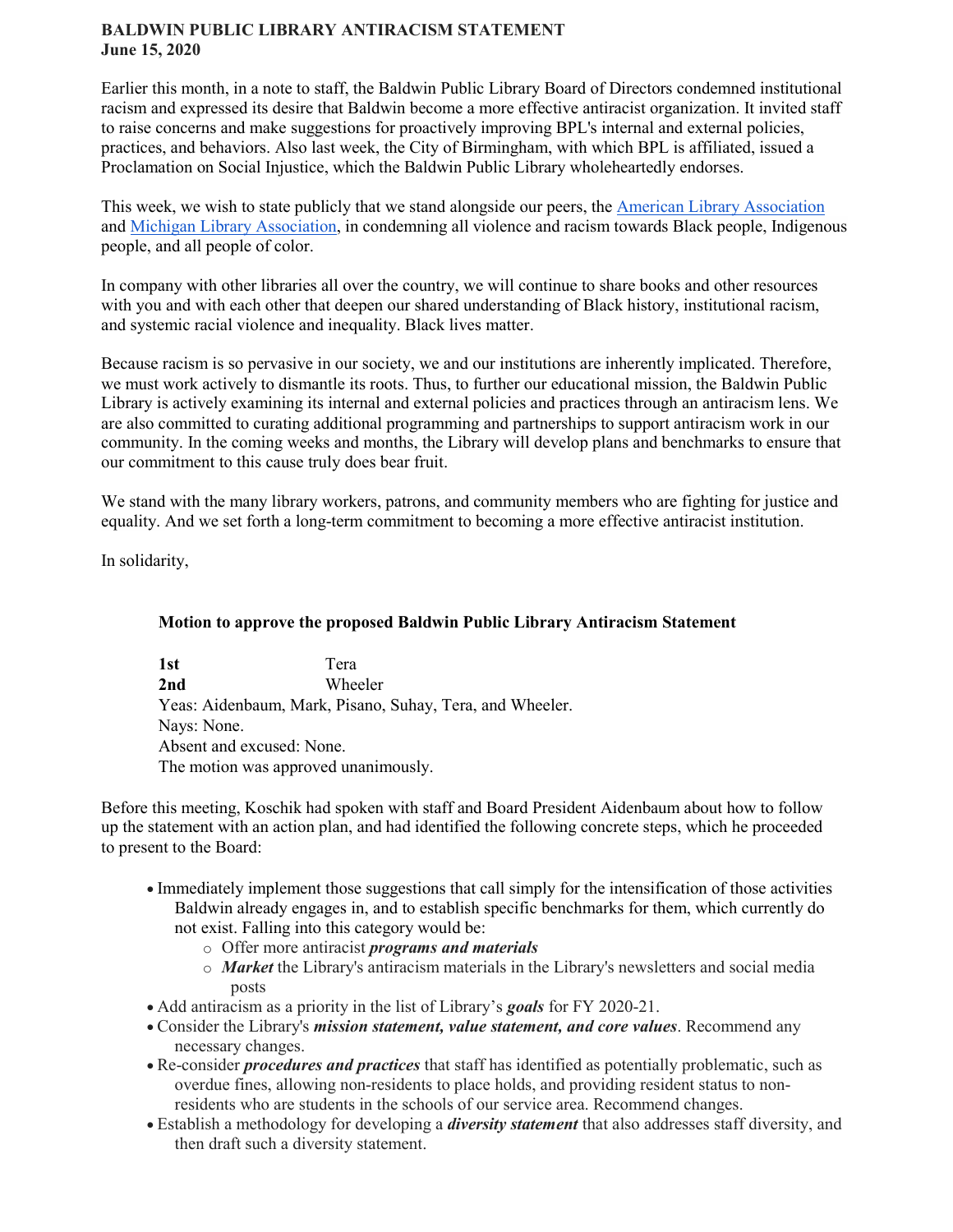**BALDWIN PUBLIC LIBRARY ANTIRACISM STATEMENT**
**June 15, 2020**

Earlier this month, in a note to staff, the Baldwin Public Library Board of Directors condemned institutional racism and expressed its desire that Baldwin become a more effective antiracist organization. It invited staff to raise concerns and make suggestions for proactively improving BPL's internal and external policies, practices, and behaviors. Also last week, the City of Birmingham, with which BPL is affiliated, issued a Proclamation on Social Injustice, which the Baldwin Public Library wholeheartedly endorses.

This week, we wish to state publicly that we stand alongside our peers, the American Library Association and Michigan Library Association, in condemning all violence and racism towards Black people, Indigenous people, and all people of color.

In company with other libraries all over the country, we will continue to share books and other resources with you and with each other that deepen our shared understanding of Black history, institutional racism, and systemic racial violence and inequality. Black lives matter.

Because racism is so pervasive in our society, we and our institutions are inherently implicated. Therefore, we must work actively to dismantle its roots. Thus, to further our educational mission, the Baldwin Public Library is actively examining its internal and external policies and practices through an antiracism lens. We are also committed to curating additional programming and partnerships to support antiracism work in our community. In the coming weeks and months, the Library will develop plans and benchmarks to ensure that our commitment to this cause truly does bear fruit.

We stand with the many library workers, patrons, and community members who are fighting for justice and equality. And we set forth a long-term commitment to becoming a more effective antiracist institution.

In solidarity,

**Motion to approve the proposed Baldwin Public Library Antiracism Statement**

**1st** Tera
**2nd** Wheeler
Yeas: Aidenbaum, Mark, Pisano, Suhay, Tera, and Wheeler.
Nays: None.
Absent and excused: None.
The motion was approved unanimously.

Before this meeting, Koschik had spoken with staff and Board President Aidenbaum about how to follow up the statement with an action plan, and had identified the following concrete steps, which he proceeded to present to the Board:

- Immediately implement those suggestions that call simply for the intensification of those activities Baldwin already engages in, and to establish specific benchmarks for them, which currently do not exist. Falling into this category would be:
  - Offer more antiracist ***programs and materials***
  - ***Market*** the Library's antiracism materials in the Library's newsletters and social media posts
- Add antiracism as a priority in the list of Library's ***goals*** for FY 2020-21.
- Consider the Library's ***mission statement, value statement, and core values***. Recommend any necessary changes.
- Re-consider ***procedures and practices*** that staff has identified as potentially problematic, such as overdue fines, allowing non-residents to place holds, and providing resident status to non-residents who are students in the schools of our service area. Recommend changes.
- Establish a methodology for developing a ***diversity statement*** that also addresses staff diversity, and then draft such a diversity statement.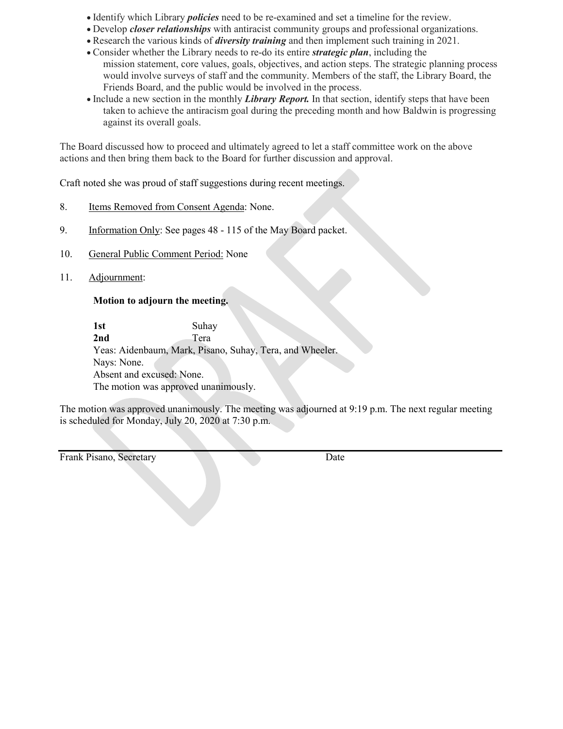- Identify which Library ***policies*** need to be re-examined and set a timeline for the review.
- Develop ***closer relationships*** with antiracist community groups and professional organizations.
- Research the various kinds of ***diversity training*** and then implement such training in 2021.
- Consider whether the Library needs to re-do its entire ***strategic plan***, including the mission statement, core values, goals, objectives, and action steps. The strategic planning process would involve surveys of staff and the community. Members of the staff, the Library Board, the Friends Board, and the public would be involved in the process.
- Include a new section in the monthly ***Library Report.*** In that section, identify steps that have been taken to achieve the antiracism goal during the preceding month and how Baldwin is progressing against its overall goals.

The Board discussed how to proceed and ultimately agreed to let a staff committee work on the above actions and then bring them back to the Board for further discussion and approval.

Craft noted she was proud of staff suggestions during recent meetings.

8. <u>Items Removed from Consent Agenda</u>: None.

9. <u>Information Only</u>: See pages 48 - 115 of the May Board packet.

10. <u>General Public Comment Period:</u> None

11. <u>Adjournment</u>:

**Motion to adjourn the meeting.**

**1st** Suhay
**2nd** Tera
Yeas: Aidenbaum, Mark, Pisano, Suhay, Tera, and Wheeler.
Nays: None.
Absent and excused: None.
The motion was approved unanimously.

The motion was approved unanimously. The meeting was adjourned at 9:19 p.m. The next regular meeting is scheduled for Monday, July 20, 2020 at 7:30 p.m.

Frank Pisano, Secretary Date